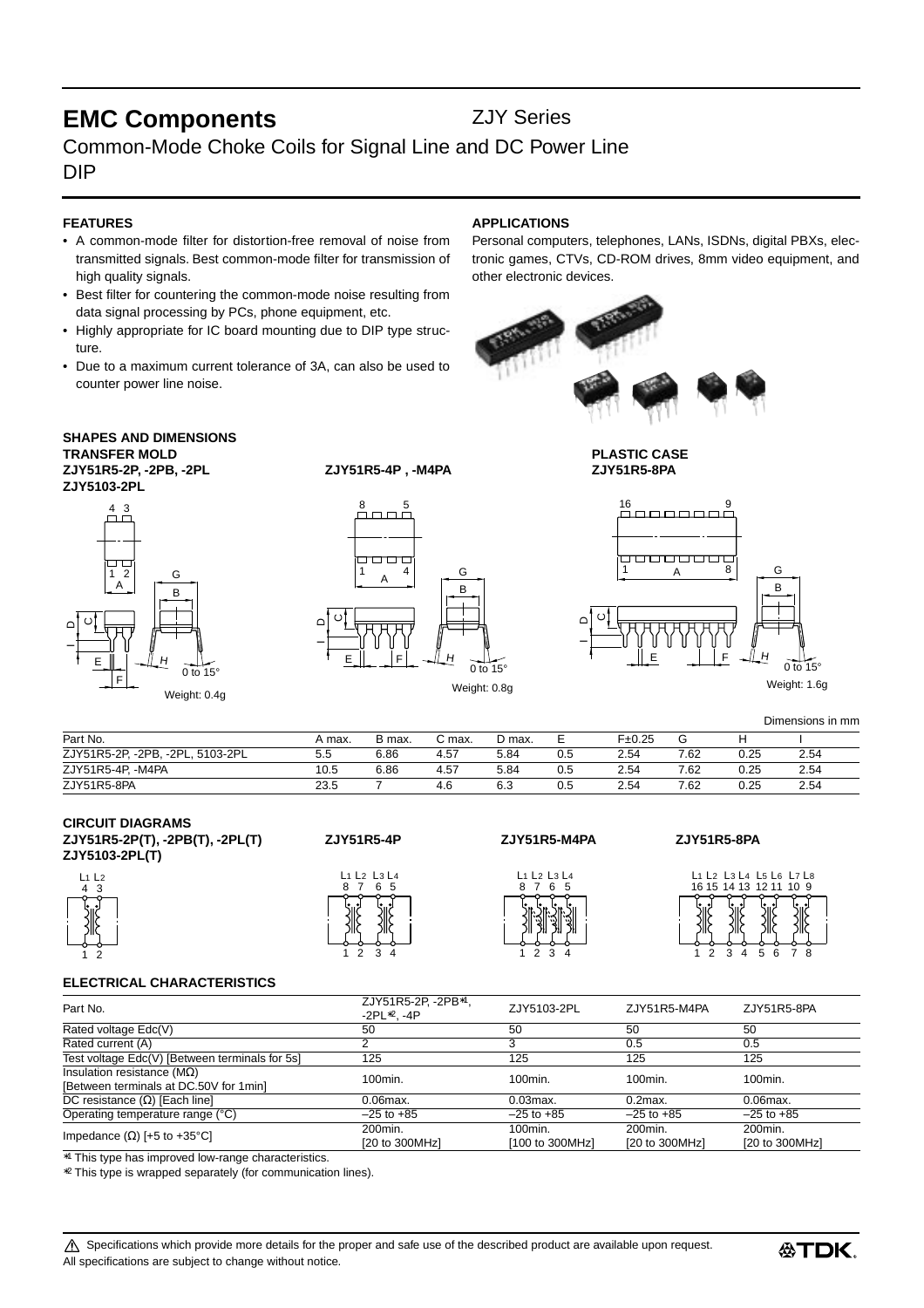# EMC Components

ZJY Series

Common-Mode Choke Coils for Signal Line and DC Power Line

DIP

### FEATURES

- A common-mode filter for distortion-free removal of noise from transmitted signals. Best common-mode filter for transmission of high quality signals.
- Best filter for countering the common-mode noise resulting from data signal processing by PCs, phone equipment, etc.
- Highly appropriate for IC board mounting due to DIP type structure.
- Due to a maximum current tolerance of 3A, can also be used to counter power line noise.

### APPLICATIONS

Personal computers, telephones, LANs, ISDNs, digital PBXs, electronic games, CTVs, CD-ROM drives, 8mm video equipment, and other electronic devices.

### SHAPES AND DIMENSIONS

**TRANSFER MOLD**

**ZJY51R5-2P, -2PB, -2PL**
**ZJY5103-2PL**

Weight: 0.4g

**ZJY51R5-4P , -M4PA**

Weight: 0.8g

**PLASTIC CASE**
**ZJY51R5-8PA**

Weight: 1.6g

Dimensions in mm

| Part No. | A max. | B max. | C max. | D max. | E | F±0.25 | G | H | I |
|---|---|---|---|---|---|---|---|---|---|
| ZJY51R5-2P, -2PB, -2PL, 5103-2PL | 5.5 | 6.86 | 4.57 | 5.84 | 0.5 | 2.54 | 7.62 | 0.25 | 2.54 |
| ZJY51R5-4P, -M4PA | 10.5 | 6.86 | 4.57 | 5.84 | 0.5 | 2.54 | 7.62 | 0.25 | 2.54 |
| ZJY51R5-8PA | 23.5 | 7 | 4.6 | 6.3 | 0.5 | 2.54 | 7.62 | 0.25 | 2.54 |

### CIRCUIT DIAGRAMS

**ZJY51R5-2P(T), -2PB(T), -2PL(T)**
**ZJY5103-2PL(T)**

**ZJY51R5-4P**

**ZJY51R5-M4PA**

**ZJY51R5-8PA**

### ELECTRICAL CHARACTERISTICS

| Part No. | ZJY51R5-2P, -2PB*1, -2PL*2, -4P | ZJY5103-2PL | ZJY51R5-M4PA | ZJY51R5-8PA |
|---|---|---|---|---|
| Rated voltage Edc(V) | 50 | 50 | 50 | 50 |
| Rated current (A) | 2 | 3 | 0.5 | 0.5 |
| Test voltage Edc(V) [Between terminals for 5s] | 125 | 125 | 125 | 125 |
| Insulation resistance (MΩ) [Between terminals at DC.50V for 1min] | 100min. | 100min. | 100min. | 100min. |
| DC resistance (Ω) [Each line] | 0.06max. | 0.03max. | 0.2max. | 0.06max. |
| Operating temperature range (°C) | –25 to +85 | –25 to +85 | –25 to +85 | –25 to +85 |
| Impedance (Ω) [+5 to +35°C] | 200min. [20 to 300MHz] | 100min. [100 to 300MHz] | 200min. [20 to 300MHz] | 200min. [20 to 300MHz] |

*1 This type has improved low-range characteristics.

*2 This type is wrapped separately (for communication lines).

⚠ Specifications which provide more details for the proper and safe use of the described product are available upon request.
All specifications are subject to change without notice.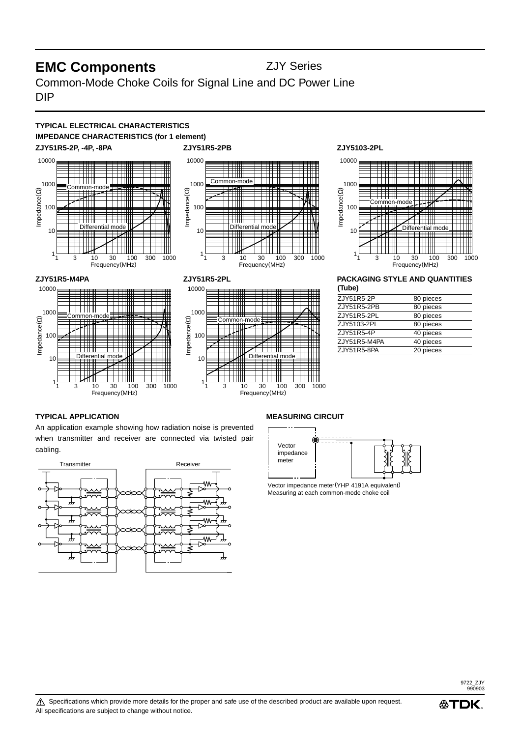# EMC Components

ZJY Series

Common-Mode Choke Coils for Signal Line and DC Power Line
DIP

## TYPICAL ELECTRICAL CHARACTERISTICS

### IMPEDANCE CHARACTERISTICS (for 1 element)

**ZJY51R5-2P, -4P, -8PA**

10000
1000
100
10
1
Impedance(Ω)
Common-mode
Differential mode
1 3 10 30 100 300 1000
Frequency(MHz)

**ZJY51R5-2PB**

10000
1000
100
10
1
Impedance(Ω)
Common-mode
Differential mode
1 3 10 30 100 300 1000
Frequency(MHz)

**ZJY5103-2PL**

10000
1000
100
10
1
Impedance(Ω)
Common-mode
Differential mode
1 3 10 30 100 300 1000
Frequency(MHz)

**ZJY51R5-M4PA**

10000
1000
100
10
1
Impedance(Ω)
Common-mode
Differential mode
1 3 10 30 100 300 1000
Frequency(MHz)

**ZJY51R5-2PL**

10000
1000
100
10
1
Impedance(Ω)
Common-mode
Differential mode
1 3 10 30 100 300 1000
Frequency(MHz)

### PACKAGING STYLE AND QUANTITIES (Tube)

| | |
|---|---|
| ZJY51R5-2P | 80 pieces |
| ZJY51R5-2PB | 80 pieces |
| ZJY51R5-2PL | 80 pieces |
| ZJY5103-2PL | 80 pieces |
| ZJY51R5-4P | 40 pieces |
| ZJY51R5-M4PA | 40 pieces |
| ZJY51R5-8PA | 20 pieces |

### TYPICAL APPLICATION

An application example showing how radiation noise is prevented when transmitter and receiver are connected via twisted pair cabling.

Transmitter
Receiver

### MEASURING CIRCUIT

Vector impedance meter

Vector impedance meter(YHP 4191A equivalent)
Measuring at each common-mode choke coil

9722_ZJY
990903

⚠ Specifications which provide more details for the proper and safe use of the described product are available upon request.
All specifications are subject to change without notice.